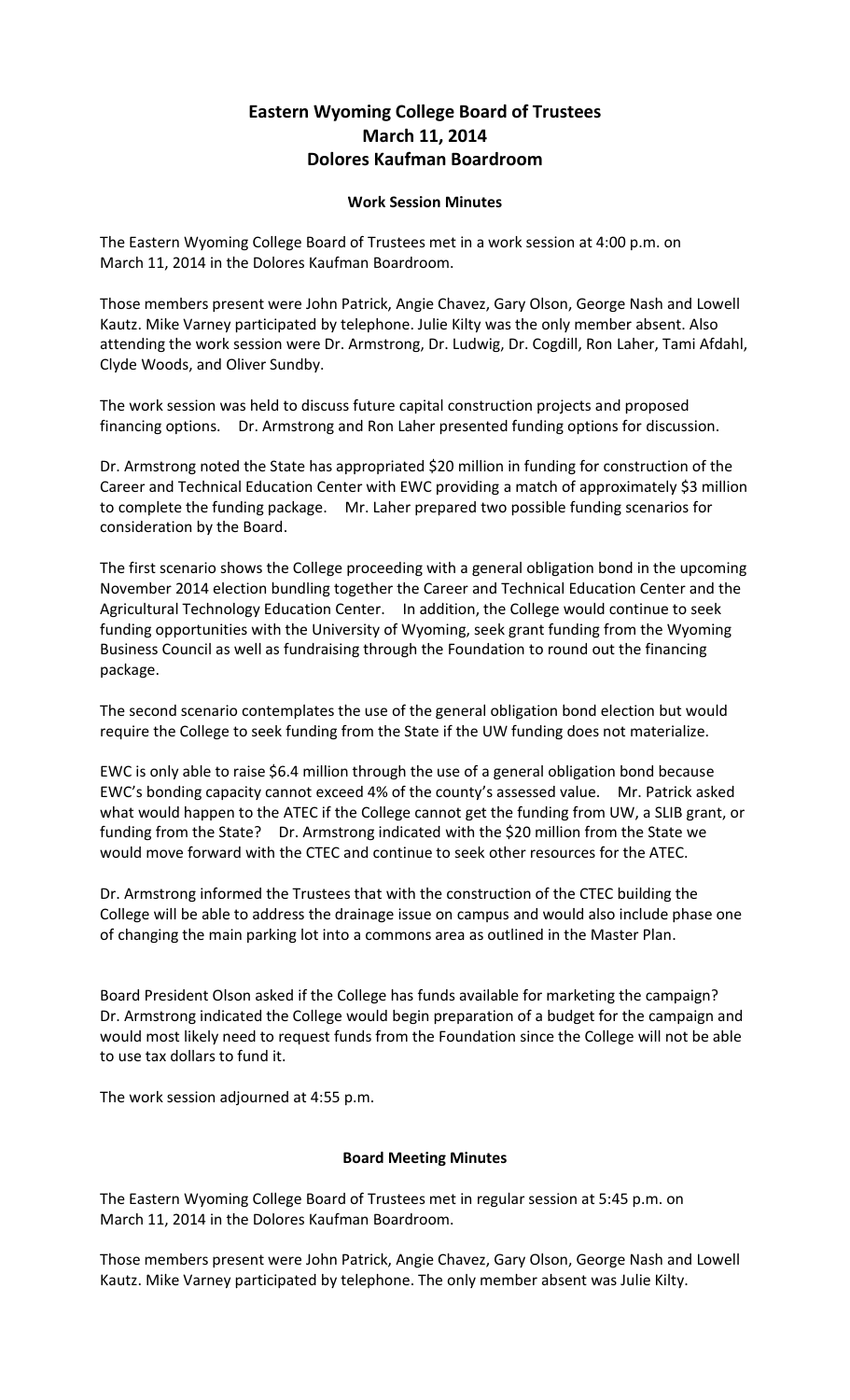# Eastern Wyoming College Board of Trustees
## March 11, 2014
## Dolores Kaufman Boardroom

### Work Session Minutes

The Eastern Wyoming College Board of Trustees met in a work session at 4:00 p.m. on March 11, 2014 in the Dolores Kaufman Boardroom.

Those members present were John Patrick, Angie Chavez, Gary Olson, George Nash and Lowell Kautz. Mike Varney participated by telephone. Julie Kilty was the only member absent. Also attending the work session were Dr. Armstrong, Dr. Ludwig, Dr. Cogdill, Ron Laher, Tami Afdahl, Clyde Woods, and Oliver Sundby.

The work session was held to discuss future capital construction projects and proposed financing options. Dr. Armstrong and Ron Laher presented funding options for discussion.

Dr. Armstrong noted the State has appropriated $20 million in funding for construction of the Career and Technical Education Center with EWC providing a match of approximately $3 million to complete the funding package. Mr. Laher prepared two possible funding scenarios for consideration by the Board.

The first scenario shows the College proceeding with a general obligation bond in the upcoming November 2014 election bundling together the Career and Technical Education Center and the Agricultural Technology Education Center. In addition, the College would continue to seek funding opportunities with the University of Wyoming, seek grant funding from the Wyoming Business Council as well as fundraising through the Foundation to round out the financing package.

The second scenario contemplates the use of the general obligation bond election but would require the College to seek funding from the State if the UW funding does not materialize.

EWC is only able to raise $6.4 million through the use of a general obligation bond because EWC's bonding capacity cannot exceed 4% of the county's assessed value. Mr. Patrick asked what would happen to the ATEC if the College cannot get the funding from UW, a SLIB grant, or funding from the State? Dr. Armstrong indicated with the $20 million from the State we would move forward with the CTEC and continue to seek other resources for the ATEC.

Dr. Armstrong informed the Trustees that with the construction of the CTEC building the College will be able to address the drainage issue on campus and would also include phase one of changing the main parking lot into a commons area as outlined in the Master Plan.

Board President Olson asked if the College has funds available for marketing the campaign? Dr. Armstrong indicated the College would begin preparation of a budget for the campaign and would most likely need to request funds from the Foundation since the College will not be able to use tax dollars to fund it.

The work session adjourned at 4:55 p.m.

### Board Meeting Minutes

The Eastern Wyoming College Board of Trustees met in regular session at 5:45 p.m. on March 11, 2014 in the Dolores Kaufman Boardroom.

Those members present were John Patrick, Angie Chavez, Gary Olson, George Nash and Lowell Kautz. Mike Varney participated by telephone. The only member absent was Julie Kilty.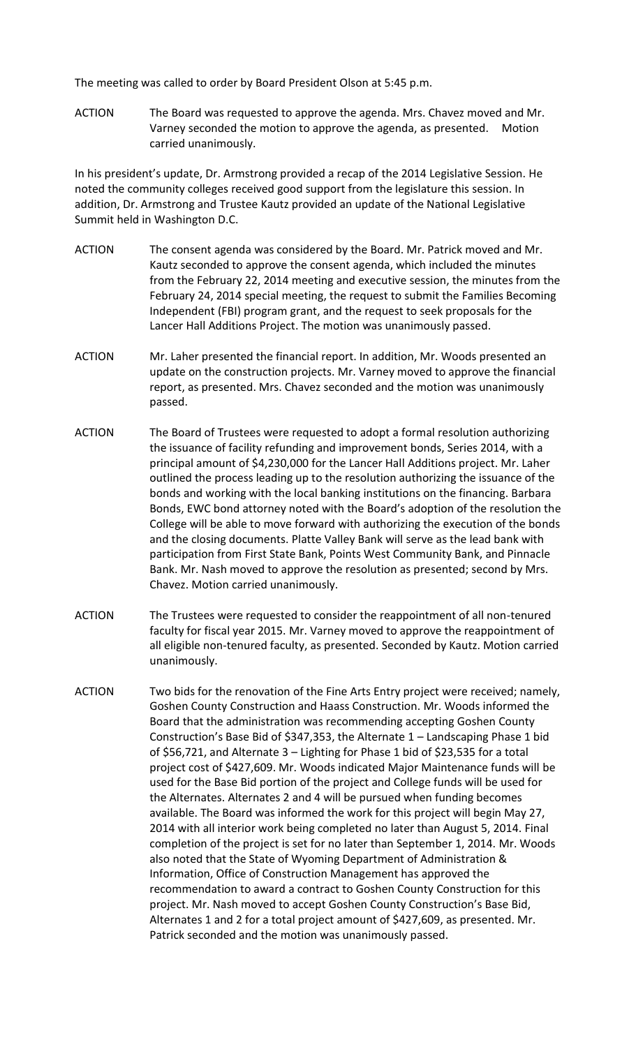The meeting was called to order by Board President Olson at 5:45 p.m.

ACTION The Board was requested to approve the agenda. Mrs. Chavez moved and Mr. Varney seconded the motion to approve the agenda, as presented. Motion carried unanimously.

In his president's update, Dr. Armstrong provided a recap of the 2014 Legislative Session. He noted the community colleges received good support from the legislature this session. In addition, Dr. Armstrong and Trustee Kautz provided an update of the National Legislative Summit held in Washington D.C.

ACTION The consent agenda was considered by the Board. Mr. Patrick moved and Mr. Kautz seconded to approve the consent agenda, which included the minutes from the February 22, 2014 meeting and executive session, the minutes from the February 24, 2014 special meeting, the request to submit the Families Becoming Independent (FBI) program grant, and the request to seek proposals for the Lancer Hall Additions Project. The motion was unanimously passed.

ACTION Mr. Laher presented the financial report. In addition, Mr. Woods presented an update on the construction projects. Mr. Varney moved to approve the financial report, as presented. Mrs. Chavez seconded and the motion was unanimously passed.

ACTION The Board of Trustees were requested to adopt a formal resolution authorizing the issuance of facility refunding and improvement bonds, Series 2014, with a principal amount of $4,230,000 for the Lancer Hall Additions project. Mr. Laher outlined the process leading up to the resolution authorizing the issuance of the bonds and working with the local banking institutions on the financing. Barbara Bonds, EWC bond attorney noted with the Board's adoption of the resolution the College will be able to move forward with authorizing the execution of the bonds and the closing documents. Platte Valley Bank will serve as the lead bank with participation from First State Bank, Points West Community Bank, and Pinnacle Bank. Mr. Nash moved to approve the resolution as presented; second by Mrs. Chavez. Motion carried unanimously.

ACTION The Trustees were requested to consider the reappointment of all non-tenured faculty for fiscal year 2015. Mr. Varney moved to approve the reappointment of all eligible non-tenured faculty, as presented. Seconded by Kautz. Motion carried unanimously.

ACTION Two bids for the renovation of the Fine Arts Entry project were received; namely, Goshen County Construction and Haass Construction. Mr. Woods informed the Board that the administration was recommending accepting Goshen County Construction's Base Bid of $347,353, the Alternate 1 – Landscaping Phase 1 bid of $56,721, and Alternate 3 – Lighting for Phase 1 bid of $23,535 for a total project cost of $427,609. Mr. Woods indicated Major Maintenance funds will be used for the Base Bid portion of the project and College funds will be used for the Alternates. Alternates 2 and 4 will be pursued when funding becomes available. The Board was informed the work for this project will begin May 27, 2014 with all interior work being completed no later than August 5, 2014. Final completion of the project is set for no later than September 1, 2014. Mr. Woods also noted that the State of Wyoming Department of Administration & Information, Office of Construction Management has approved the recommendation to award a contract to Goshen County Construction for this project. Mr. Nash moved to accept Goshen County Construction's Base Bid, Alternates 1 and 2 for a total project amount of $427,609, as presented. Mr. Patrick seconded and the motion was unanimously passed.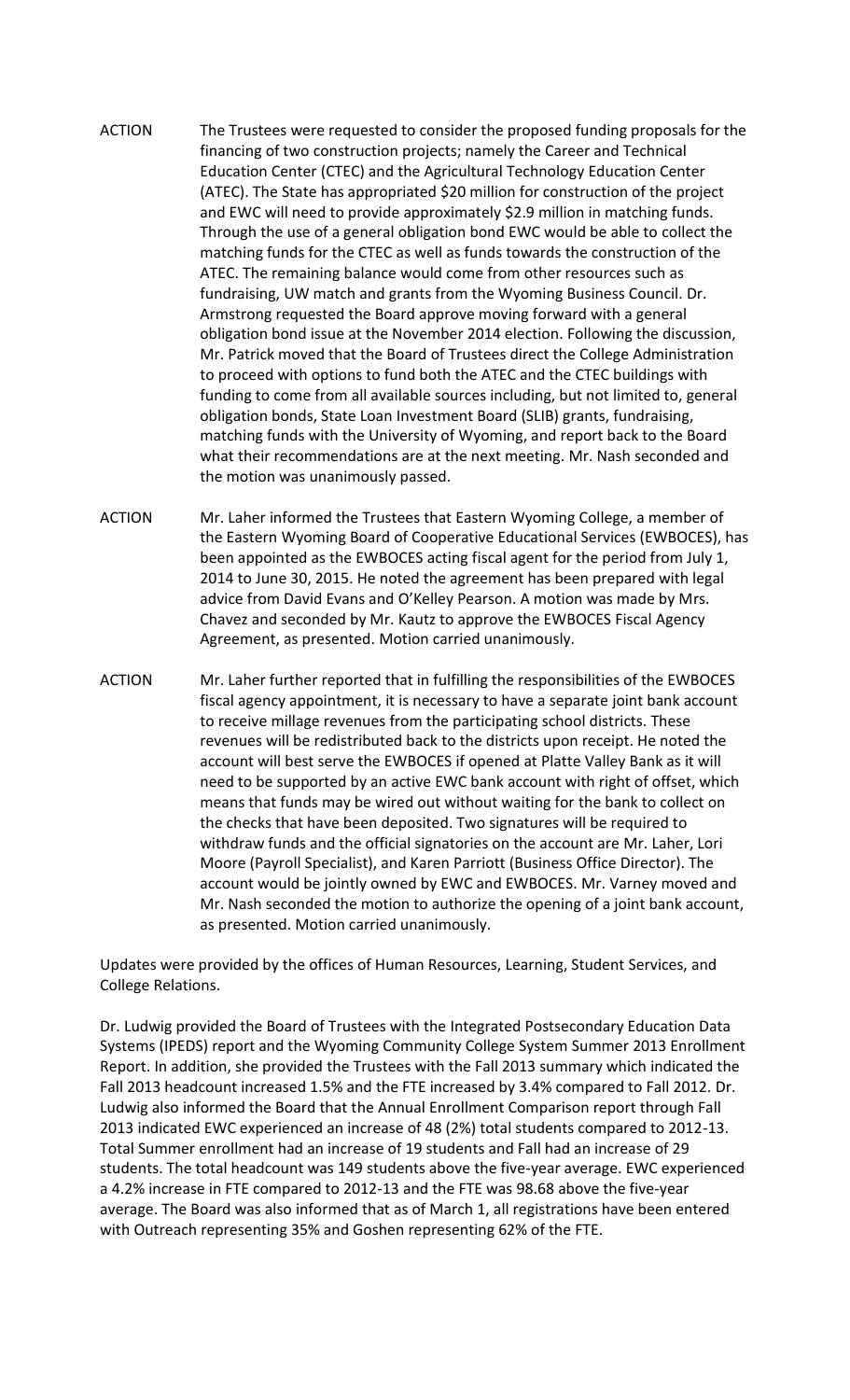ACTION The Trustees were requested to consider the proposed funding proposals for the financing of two construction projects; namely the Career and Technical Education Center (CTEC) and the Agricultural Technology Education Center (ATEC). The State has appropriated $20 million for construction of the project and EWC will need to provide approximately $2.9 million in matching funds. Through the use of a general obligation bond EWC would be able to collect the matching funds for the CTEC as well as funds towards the construction of the ATEC. The remaining balance would come from other resources such as fundraising, UW match and grants from the Wyoming Business Council. Dr. Armstrong requested the Board approve moving forward with a general obligation bond issue at the November 2014 election. Following the discussion, Mr. Patrick moved that the Board of Trustees direct the College Administration to proceed with options to fund both the ATEC and the CTEC buildings with funding to come from all available sources including, but not limited to, general obligation bonds, State Loan Investment Board (SLIB) grants, fundraising, matching funds with the University of Wyoming, and report back to the Board what their recommendations are at the next meeting. Mr. Nash seconded and the motion was unanimously passed.

ACTION Mr. Laher informed the Trustees that Eastern Wyoming College, a member of the Eastern Wyoming Board of Cooperative Educational Services (EWBOCES), has been appointed as the EWBOCES acting fiscal agent for the period from July 1, 2014 to June 30, 2015. He noted the agreement has been prepared with legal advice from David Evans and O'Kelley Pearson. A motion was made by Mrs. Chavez and seconded by Mr. Kautz to approve the EWBOCES Fiscal Agency Agreement, as presented. Motion carried unanimously.

ACTION Mr. Laher further reported that in fulfilling the responsibilities of the EWBOCES fiscal agency appointment, it is necessary to have a separate joint bank account to receive millage revenues from the participating school districts. These revenues will be redistributed back to the districts upon receipt. He noted the account will best serve the EWBOCES if opened at Platte Valley Bank as it will need to be supported by an active EWC bank account with right of offset, which means that funds may be wired out without waiting for the bank to collect on the checks that have been deposited. Two signatures will be required to withdraw funds and the official signatories on the account are Mr. Laher, Lori Moore (Payroll Specialist), and Karen Parriott (Business Office Director). The account would be jointly owned by EWC and EWBOCES. Mr. Varney moved and Mr. Nash seconded the motion to authorize the opening of a joint bank account, as presented. Motion carried unanimously.

Updates were provided by the offices of Human Resources, Learning, Student Services, and College Relations.

Dr. Ludwig provided the Board of Trustees with the Integrated Postsecondary Education Data Systems (IPEDS) report and the Wyoming Community College System Summer 2013 Enrollment Report. In addition, she provided the Trustees with the Fall 2013 summary which indicated the Fall 2013 headcount increased 1.5% and the FTE increased by 3.4% compared to Fall 2012. Dr. Ludwig also informed the Board that the Annual Enrollment Comparison report through Fall 2013 indicated EWC experienced an increase of 48 (2%) total students compared to 2012-13. Total Summer enrollment had an increase of 19 students and Fall had an increase of 29 students. The total headcount was 149 students above the five-year average. EWC experienced a 4.2% increase in FTE compared to 2012-13 and the FTE was 98.68 above the five-year average. The Board was also informed that as of March 1, all registrations have been entered with Outreach representing 35% and Goshen representing 62% of the FTE.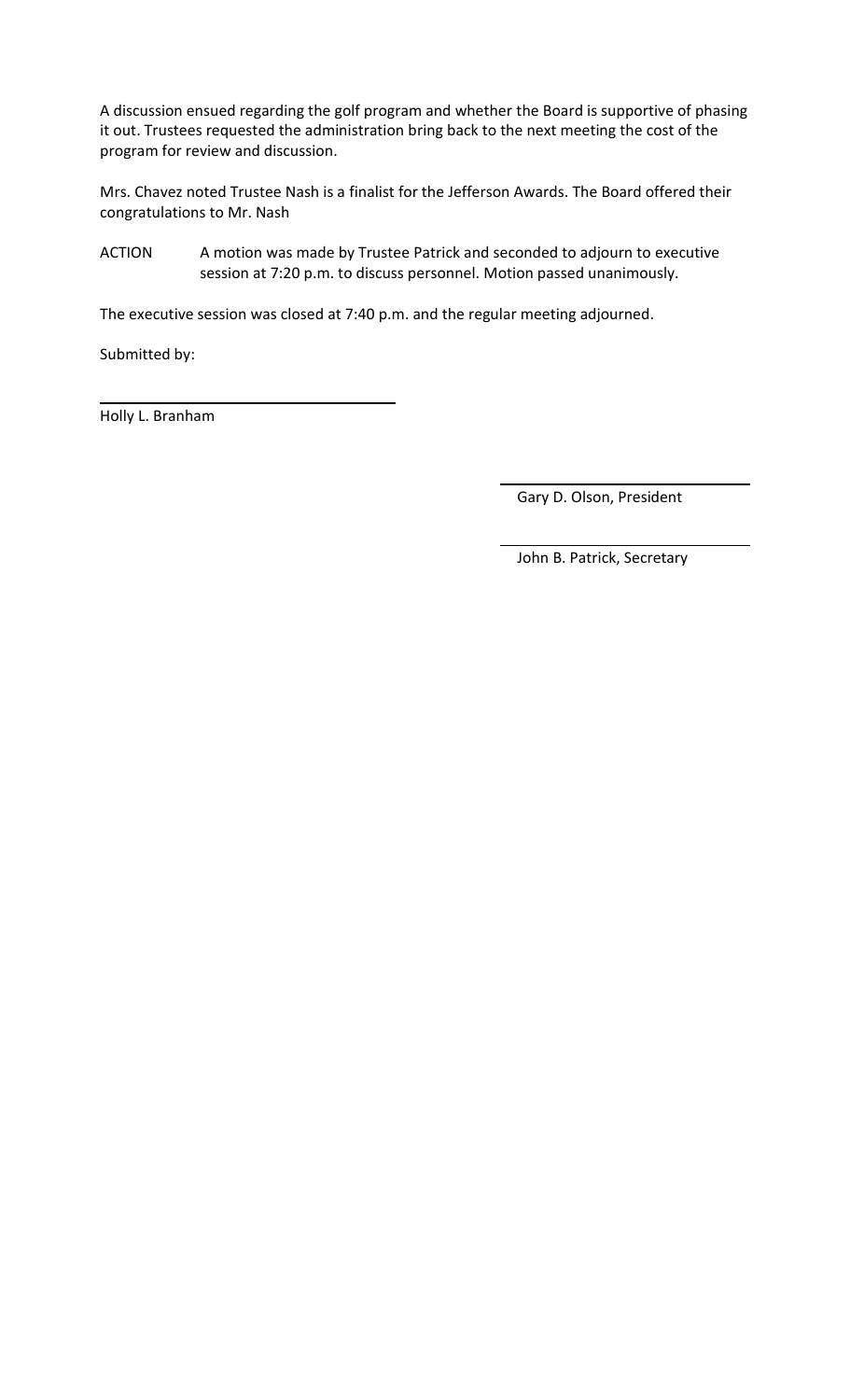A discussion ensued regarding the golf program and whether the Board is supportive of phasing it out. Trustees requested the administration bring back to the next meeting the cost of the program for review and discussion.

Mrs. Chavez noted Trustee Nash is a finalist for the Jefferson Awards. The Board offered their congratulations to Mr. Nash

ACTION A motion was made by Trustee Patrick and seconded to adjourn to executive session at 7:20 p.m. to discuss personnel. Motion passed unanimously.

The executive session was closed at 7:40 p.m. and the regular meeting adjourned.

Submitted by:

Holly L. Branham

Gary D. Olson, President

John B. Patrick, Secretary